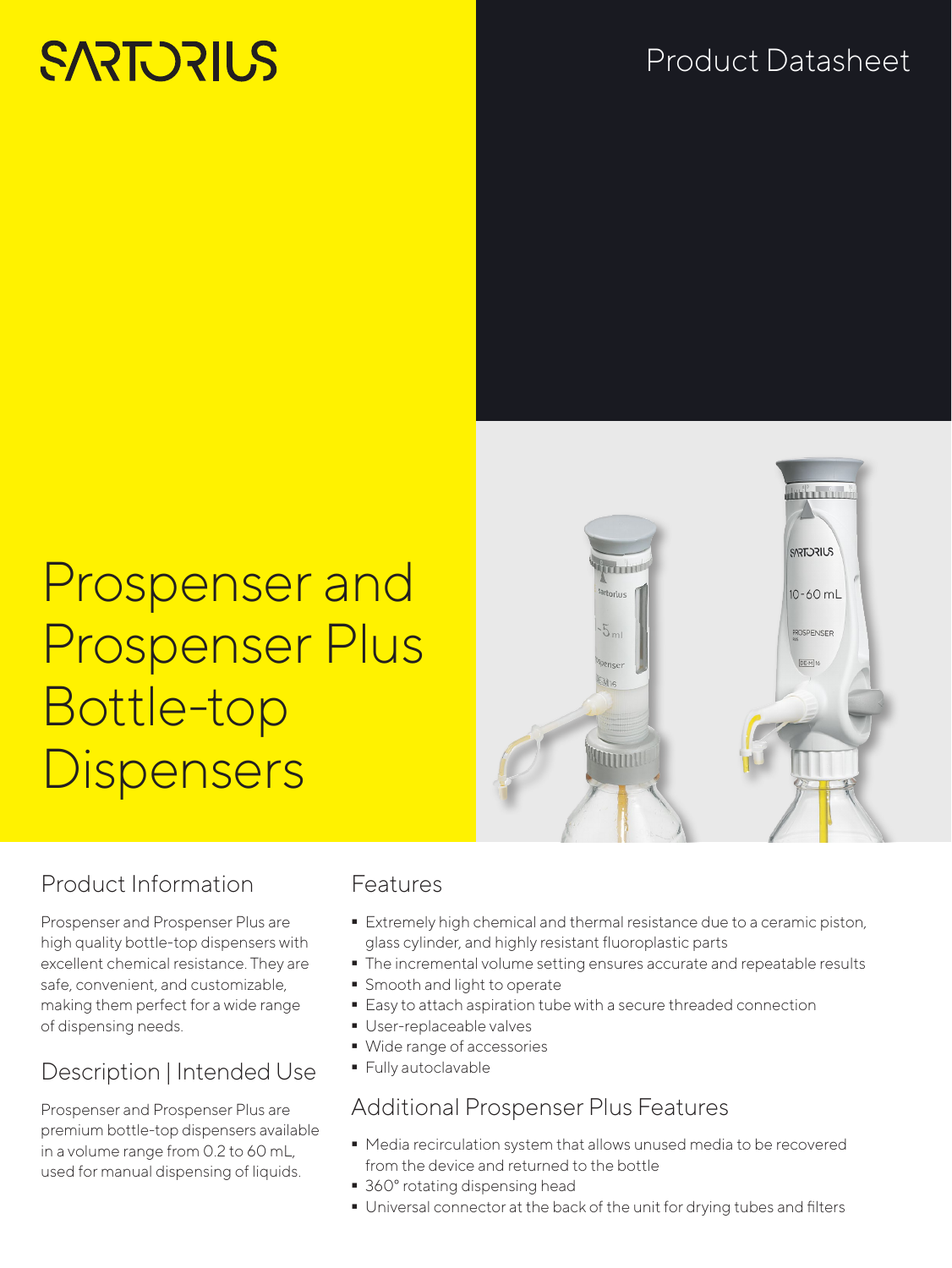SARTORIUS

Product Datasheet

# Prospenser and Prospenser Plus Bottle-top Dispensers

## Product Information

Prospenser and Prospenser Plus are high quality bottle-top dispensers with excellent chemical resistance. They are safe, convenient, and customizable, making them perfect for a wide range of dispensing needs.

## Description | Intended Use

Prospenser and Prospenser Plus are premium bottle-top dispensers available in a volume range from 0.2 to 60 mL, used for manual dispensing of liquids.

## Features

- Extremely high chemical and thermal resistance due to a ceramic piston, glass cylinder, and highly resistant fluoroplastic parts
- The incremental volume setting ensures accurate and repeatable results
- Smooth and light to operate
- Easy to attach aspiration tube with a secure threaded connection
- User-replaceable valves
- Wide range of accessories
- Fully autoclavable

## Additional Prospenser Plus Features

- Media recirculation system that allows unused media to be recovered from the device and returned to the bottle
- 360° rotating dispensing head
- Universal connector at the back of the unit for drying tubes and filters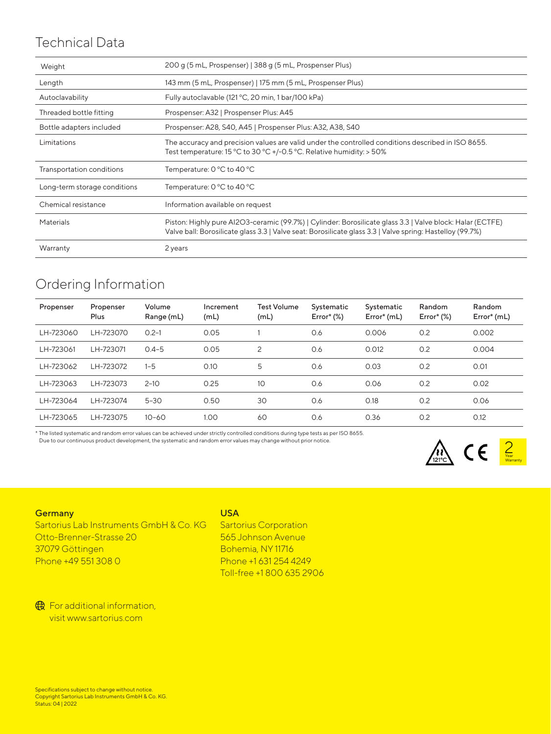## Technical Data

| | |
|---|---|
| Weight | 200 g (5 mL, Prospenser) \| 388 g (5 mL, Prospenser Plus) |
| Length | 143 mm (5 mL, Prospenser) \| 175 mm (5 mL, Prospenser Plus) |
| Autoclavability | Fully autoclavable (121 °C, 20 min, 1 bar/100 kPa) |
| Threaded bottle fitting | Prospenser: A32 \| Prospenser Plus: A45 |
| Bottle adapters included | Prospenser: A28, S40, A45 \| Prospenser Plus: A32, A38, S40 |
| Limitations | The accuracy and precision values are valid under the controlled conditions described in ISO 8655. Test temperature: 15 °C to 30 °C +/-0.5 °C. Relative humidity: > 50% |
| Transportation conditions | Temperature: 0 °C to 40 °C |
| Long-term storage conditions | Temperature: 0 °C to 40 °C |
| Chemical resistance | Information available on request |
| Materials | Piston: Highly pure $Al_2O_3$-ceramic (99.7%) \| Cylinder: Borosilicate glass 3.3 \| Valve block: Halar (ECTFE) Valve ball: Borosilicate glass 3.3 \| Valve seat: Borosilicate glass 3.3 \| Valve spring: Hastelloy (99.7%) |
| Warranty | 2 years |

## Ordering Information

| Propenser | Propenser Plus | Volume Range (mL) | Increment (mL) | Test Volume (mL) | Systematic Error* (%) | Systematic Error* (mL) | Random Error* (%) | Random Error* (mL) |
|---|---|---|---|---|---|---|---|---|
| LH-723060 | LH-723070 | 0.2–1 | 0.05 | 1 | 0.6 | 0.006 | 0.2 | 0.002 |
| LH-723061 | LH-723071 | 0.4–5 | 0.05 | 2 | 0.6 | 0.012 | 0.2 | 0.004 |
| LH-723062 | LH-723072 | 1–5 | 0.10 | 5 | 0.6 | 0.03 | 0.2 | 0.01 |
| LH-723063 | LH-723073 | 2–10 | 0.25 | 10 | 0.6 | 0.06 | 0.2 | 0.02 |
| LH-723064 | LH-723074 | 5–30 | 0.50 | 30 | 0.6 | 0.18 | 0.2 | 0.06 |
| LH-723065 | LH-723075 | 10–60 | 1.00 | 60 | 0.6 | 0.36 | 0.2 | 0.12 |

* The listed systematic and random error values can be achieved under strictly controlled conditions during type tests as per ISO 8655.
Due to our continuous product development, the systematic and random error values may change without prior notice.

121°C CE 2 Year Warranty

**Germany**
Sartorius Lab Instruments GmbH & Co. KG
Otto-Brenner-Strasse 20
37079 Göttingen
Phone +49 551 308 0

**USA**
Sartorius Corporation
565 Johnson Avenue
Bohemia, NY 11716
Phone +1 631 254 4249
Toll-free +1 800 635 2906

For additional information, visit www.sartorius.com

Specifications subject to change without notice.
Copyright Sartorius Lab Instruments GmbH & Co. KG.
Status: 04 | 2022